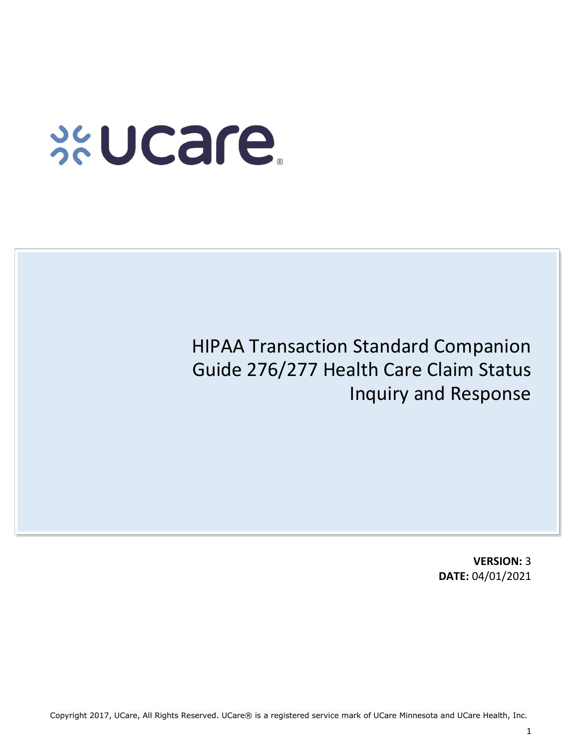ucare®

# HIPAA Transaction Standard Companion Guide 276/277 Health Care Claim Status Inquiry and Response

**VERSION:** 3
**DATE:** 04/01/2021

Copyright 2017, UCare, All Rights Reserved. UCare® is a registered service mark of UCare Minnesota and UCare Health, Inc.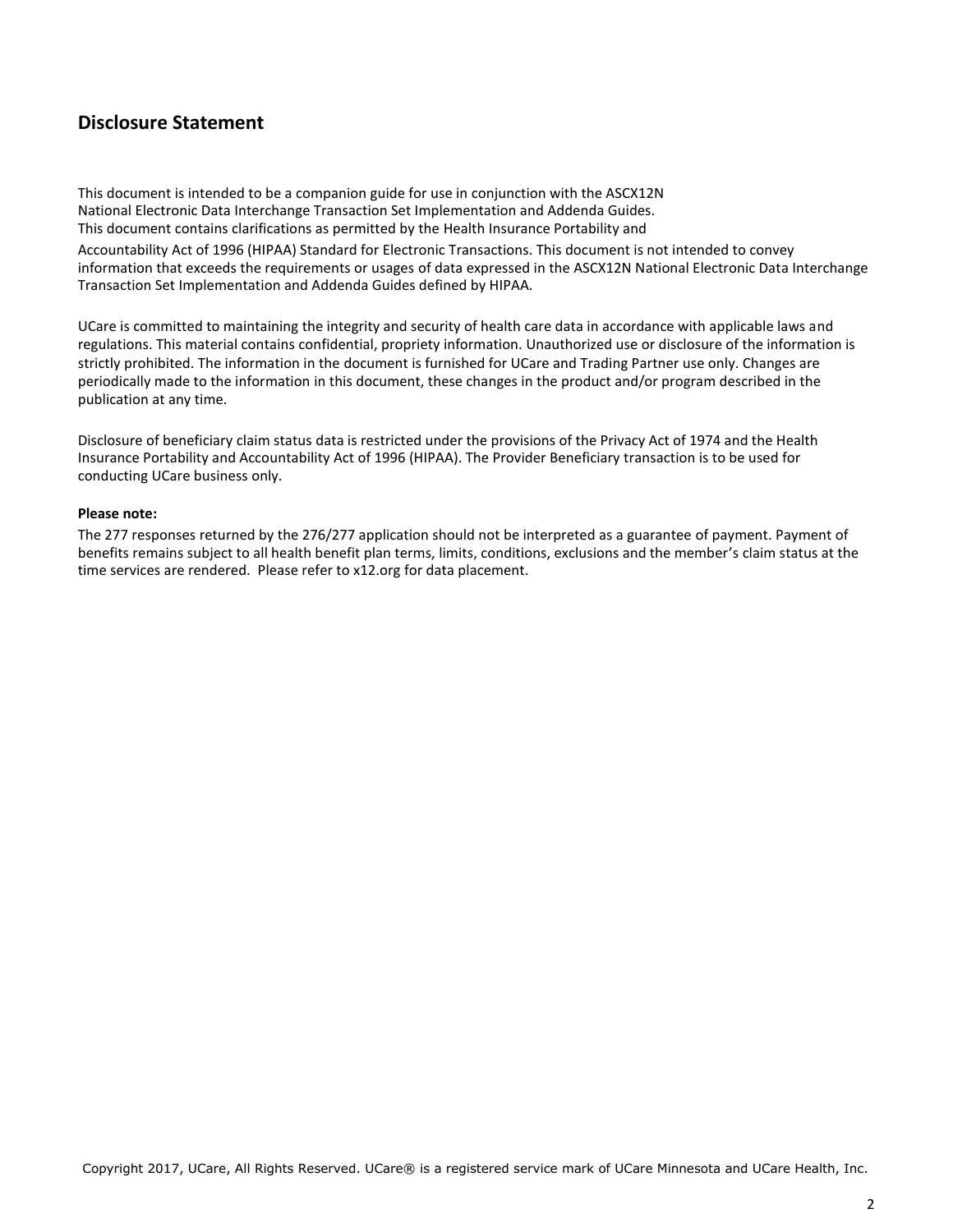## Disclosure Statement

This document is intended to be a companion guide for use in conjunction with the ASCX12N National Electronic Data Interchange Transaction Set Implementation and Addenda Guides. This document contains clarifications as permitted by the Health Insurance Portability and Accountability Act of 1996 (HIPAA) Standard for Electronic Transactions. This document is not intended to convey information that exceeds the requirements or usages of data expressed in the ASCX12N National Electronic Data Interchange Transaction Set Implementation and Addenda Guides defined by HIPAA.

UCare is committed to maintaining the integrity and security of health care data in accordance with applicable laws and regulations. This material contains confidential, propriety information. Unauthorized use or disclosure of the information is strictly prohibited. The information in the document is furnished for UCare and Trading Partner use only. Changes are periodically made to the information in this document, these changes in the product and/or program described in the publication at any time.

Disclosure of beneficiary claim status data is restricted under the provisions of the Privacy Act of 1974 and the Health Insurance Portability and Accountability Act of 1996 (HIPAA). The Provider Beneficiary transaction is to be used for conducting UCare business only.

**Please note:**

The 277 responses returned by the 276/277 application should not be interpreted as a guarantee of payment. Payment of benefits remains subject to all health benefit plan terms, limits, conditions, exclusions and the member's claim status at the time services are rendered. Please refer to x12.org for data placement.

Copyright 2017, UCare, All Rights Reserved. UCare® is a registered service mark of UCare Minnesota and UCare Health, Inc.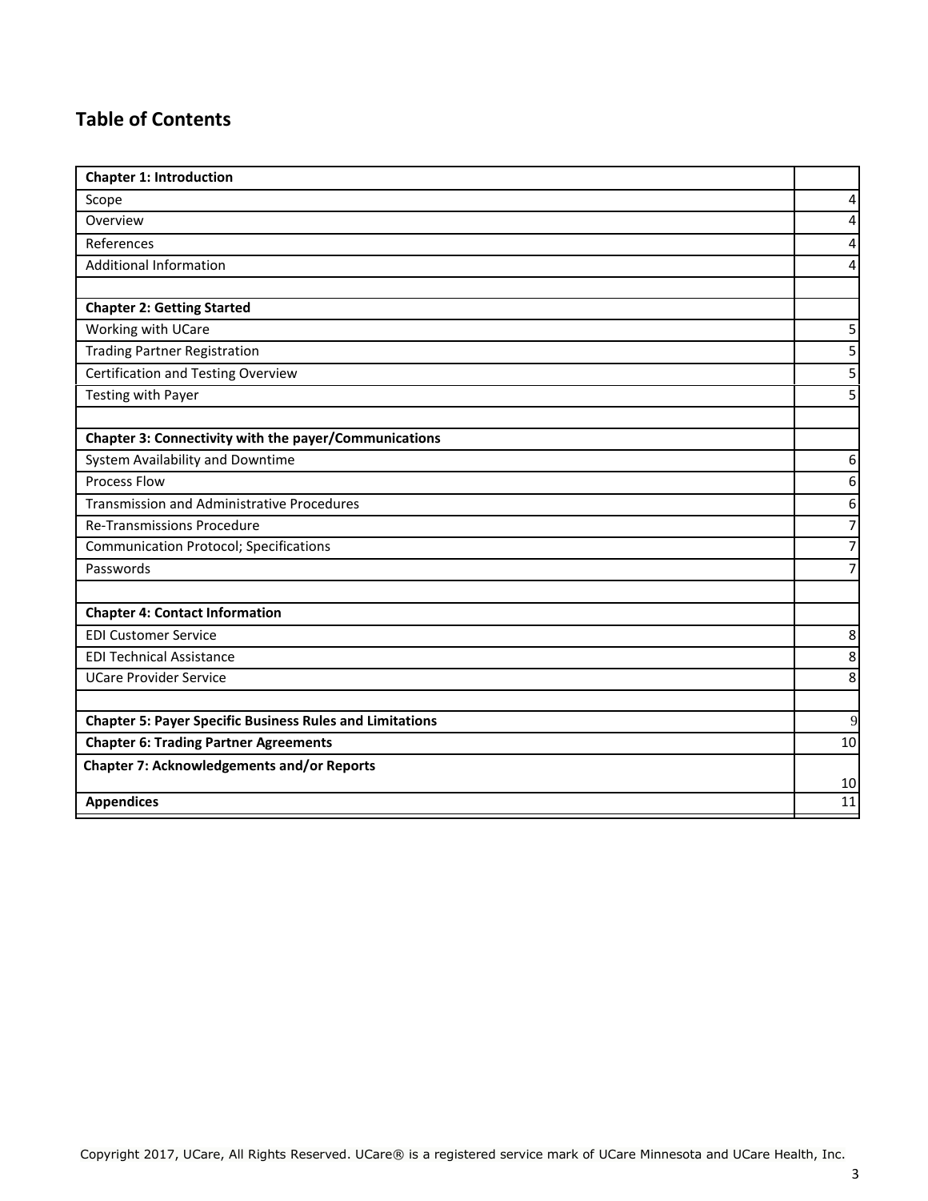## Table of Contents

| Chapter 1: Introduction | |
|---|---|
| Scope | 4 |
| Overview | 4 |
| References | 4 |
| Additional Information | 4 |
| | |
| **Chapter 2: Getting Started** | |
| Working with UCare | 5 |
| Trading Partner Registration | 5 |
| Certification and Testing Overview | 5 |
| Testing with Payer | 5 |
| | |
| **Chapter 3: Connectivity with the payer/Communications** | |
| System Availability and Downtime | 6 |
| Process Flow | 6 |
| Transmission and Administrative Procedures | 6 |
| Re-Transmissions Procedure | 7 |
| Communication Protocol; Specifications | 7 |
| Passwords | 7 |
| | |
| **Chapter 4: Contact Information** | |
| EDI Customer Service | 8 |
| EDI Technical Assistance | 8 |
| UCare Provider Service | 8 |
| | |
| **Chapter 5: Payer Specific Business Rules and Limitations** | 9 |
| **Chapter 6: Trading Partner Agreements** | 10 |
| **Chapter 7: Acknowledgements and/or Reports** | 10 |
| **Appendices** | 11 |

Copyright 2017, UCare, All Rights Reserved. UCare® is a registered service mark of UCare Minnesota and UCare Health, Inc.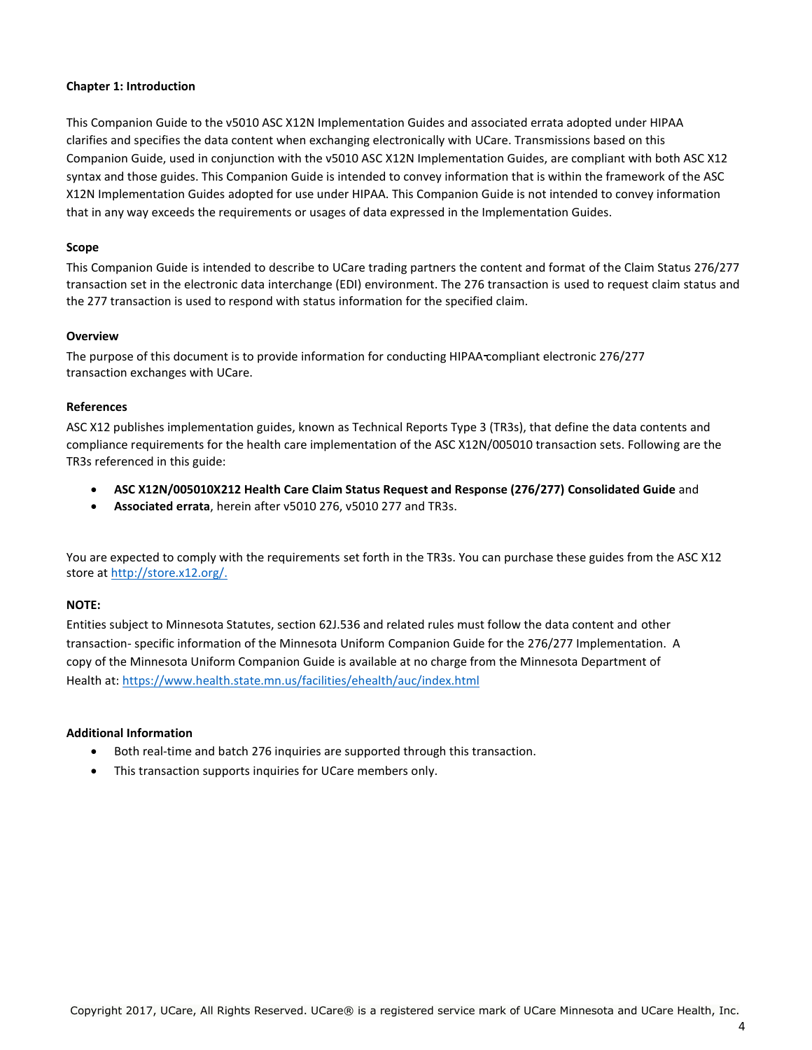## Chapter 1: Introduction

This Companion Guide to the v5010 ASC X12N Implementation Guides and associated errata adopted under HIPAA clarifies and specifies the data content when exchanging electronically with UCare. Transmissions based on this Companion Guide, used in conjunction with the v5010 ASC X12N Implementation Guides, are compliant with both ASC X12 syntax and those guides. This Companion Guide is intended to convey information that is within the framework of the ASC X12N Implementation Guides adopted for use under HIPAA. This Companion Guide is not intended to convey information that in any way exceeds the requirements or usages of data expressed in the Implementation Guides.

### Scope

This Companion Guide is intended to describe to UCare trading partners the content and format of the Claim Status 276/277 transaction set in the electronic data interchange (EDI) environment. The 276 transaction is used to request claim status and the 277 transaction is used to respond with status information for the specified claim.

### Overview

The purpose of this document is to provide information for conducting HIPAA-compliant electronic 276/277 transaction exchanges with UCare.

### References

ASC X12 publishes implementation guides, known as Technical Reports Type 3 (TR3s), that define the data contents and compliance requirements for the health care implementation of the ASC X12N/005010 transaction sets. Following are the TR3s referenced in this guide:

- **ASC X12N/005010X212 Health Care Claim Status Request and Response (276/277) Consolidated Guide** and
- **Associated errata**, herein after v5010 276, v5010 277 and TR3s.

You are expected to comply with the requirements set forth in the TR3s. You can purchase these guides from the ASC X12 store at http://store.x12.org/.

### NOTE:

Entities subject to Minnesota Statutes, section 62J.536 and related rules must follow the data content and other transaction- specific information of the Minnesota Uniform Companion Guide for the 276/277 Implementation. A copy of the Minnesota Uniform Companion Guide is available at no charge from the Minnesota Department of Health at: https://www.health.state.mn.us/facilities/ehealth/auc/index.html

### Additional Information

- Both real-time and batch 276 inquiries are supported through this transaction.
- This transaction supports inquiries for UCare members only.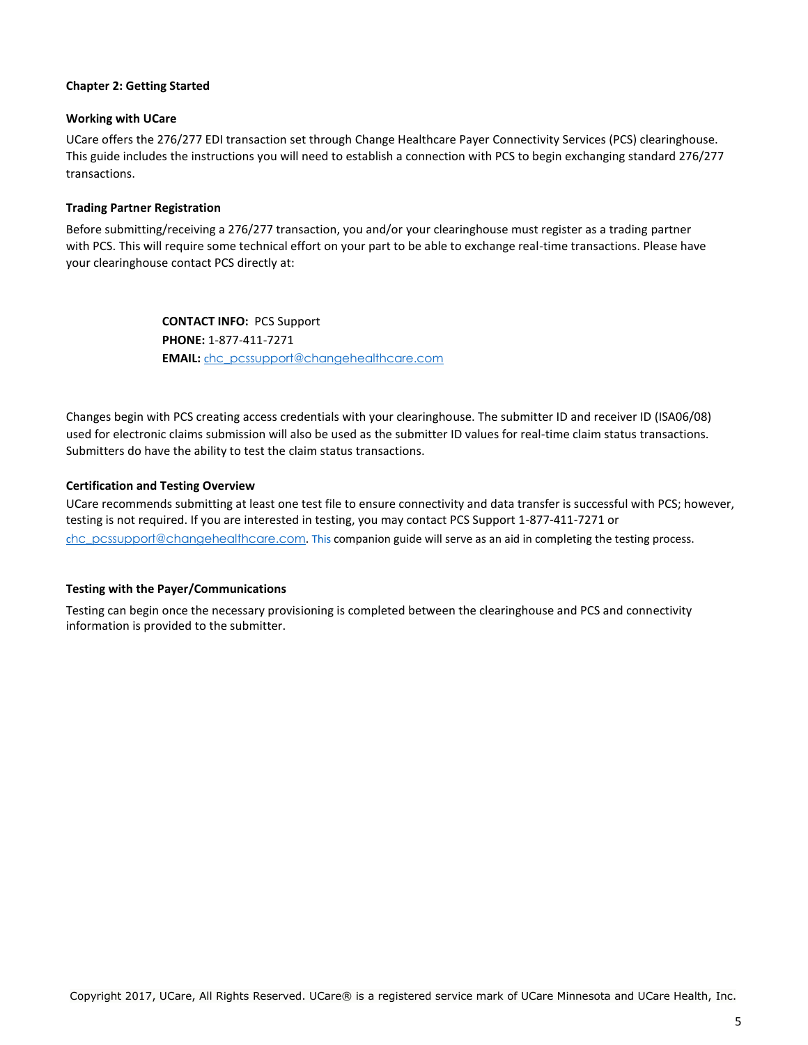## Chapter 2: Getting Started

### Working with UCare

UCare offers the 276/277 EDI transaction set through Change Healthcare Payer Connectivity Services (PCS) clearinghouse. This guide includes the instructions you will need to establish a connection with PCS to begin exchanging standard 276/277 transactions.

### Trading Partner Registration

Before submitting/receiving a 276/277 transaction, you and/or your clearinghouse must register as a trading partner with PCS. This will require some technical effort on your part to be able to exchange real-time transactions. Please have your clearinghouse contact PCS directly at:

**CONTACT INFO:** PCS Support
**PHONE:** 1-877-411-7271
**EMAIL:** chc_pcssupport@changehealthcare.com

Changes begin with PCS creating access credentials with your clearinghouse. The submitter ID and receiver ID (ISA06/08) used for electronic claims submission will also be used as the submitter ID values for real-time claim status transactions. Submitters do have the ability to test the claim status transactions.

### Certification and Testing Overview

UCare recommends submitting at least one test file to ensure connectivity and data transfer is successful with PCS; however, testing is not required. If you are interested in testing, you may contact PCS Support 1-877-411-7271 or chc_pcssupport@changehealthcare.com. This companion guide will serve as an aid in completing the testing process.

### Testing with the Payer/Communications

Testing can begin once the necessary provisioning is completed between the clearinghouse and PCS and connectivity information is provided to the submitter.

Copyright 2017, UCare, All Rights Reserved. UCare® is a registered service mark of UCare Minnesota and UCare Health, Inc.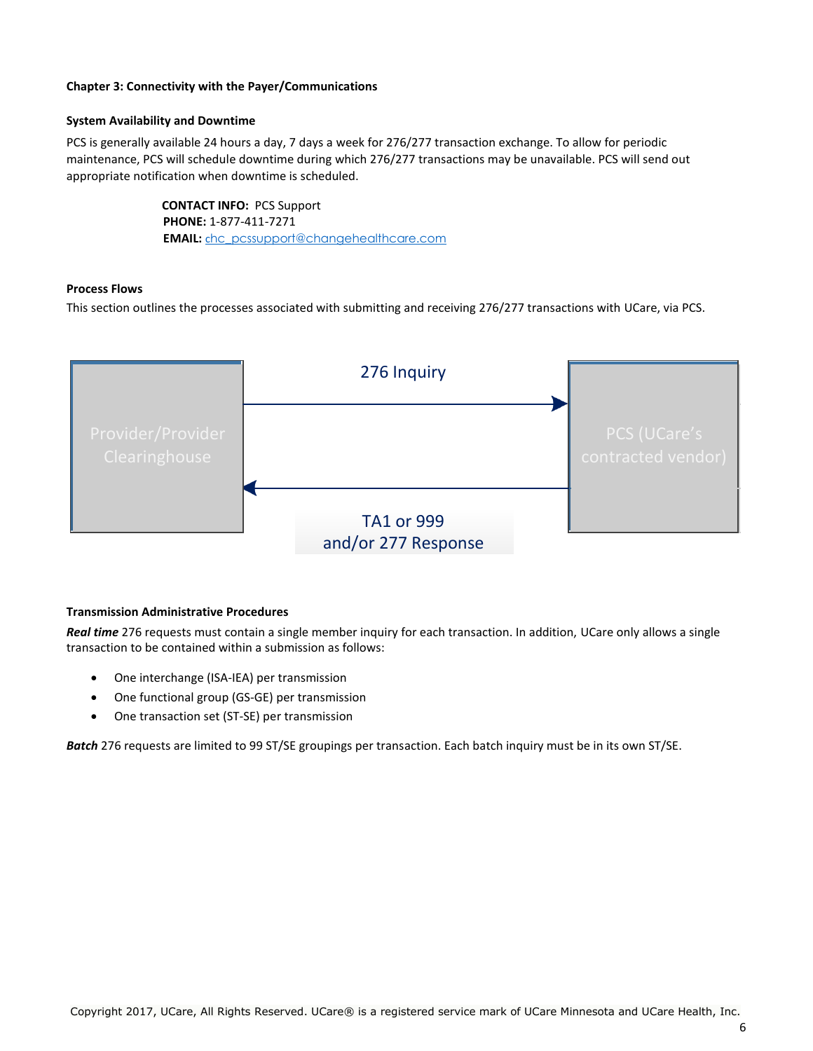### Chapter 3: Connectivity with the Payer/Communications

#### System Availability and Downtime

PCS is generally available 24 hours a day, 7 days a week for 276/277 transaction exchange. To allow for periodic maintenance, PCS will schedule downtime during which 276/277 transactions may be unavailable. PCS will send out appropriate notification when downtime is scheduled.

**CONTACT INFO:** PCS Support
**PHONE:** 1-877-411-7271
**EMAIL:** chc_pcssupport@changehealthcare.com

#### Process Flows

This section outlines the processes associated with submitting and receiving 276/277 transactions with UCare, via PCS.

Provider/Provider Clearinghouse → 276 Inquiry → PCS (UCare's contracted vendor)

PCS (UCare's contracted vendor) → TA1 or 999 and/or 277 Response → Provider/Provider Clearinghouse

#### Transmission Administrative Procedures

***Real time*** 276 requests must contain a single member inquiry for each transaction. In addition, UCare only allows a single transaction to be contained within a submission as follows:

- One interchange (ISA-IEA) per transmission
- One functional group (GS-GE) per transmission
- One transaction set (ST-SE) per transmission

***Batch*** 276 requests are limited to 99 ST/SE groupings per transaction. Each batch inquiry must be in its own ST/SE.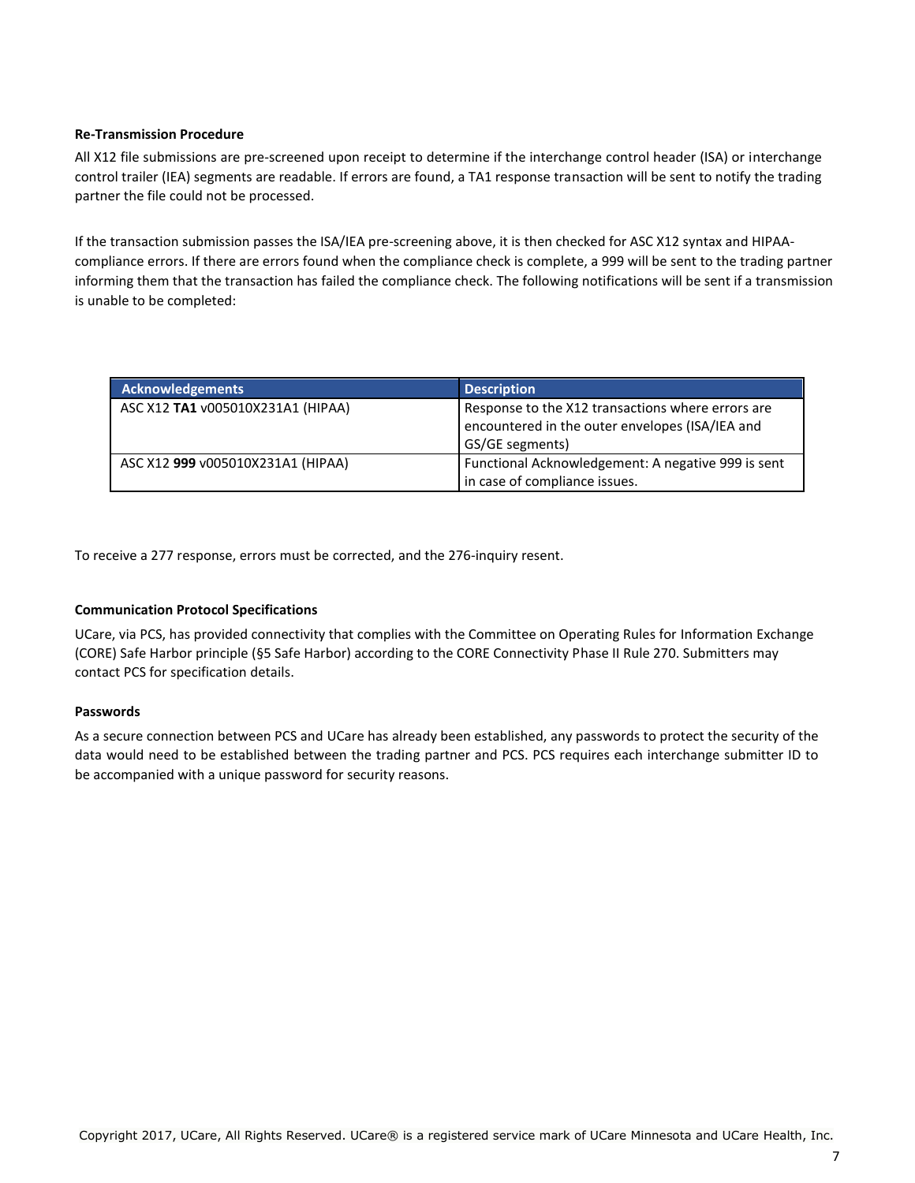**Re-Transmission Procedure**

All X12 file submissions are pre-screened upon receipt to determine if the interchange control header (ISA) or interchange control trailer (IEA) segments are readable. If errors are found, a TA1 response transaction will be sent to notify the trading partner the file could not be processed.

If the transaction submission passes the ISA/IEA pre-screening above, it is then checked for ASC X12 syntax and HIPAA-compliance errors. If there are errors found when the compliance check is complete, a 999 will be sent to the trading partner informing them that the transaction has failed the compliance check. The following notifications will be sent if a transmission is unable to be completed:

| Acknowledgements | Description |
| --- | --- |
| ASC X12 **TA1** v005010X231A1 (HIPAA) | Response to the X12 transactions where errors are encountered in the outer envelopes (ISA/IEA and GS/GE segments) |
| ASC X12 **999** v005010X231A1 (HIPAA) | Functional Acknowledgement: A negative 999 is sent in case of compliance issues. |

To receive a 277 response, errors must be corrected, and the 276-inquiry resent.

**Communication Protocol Specifications**

UCare, via PCS, has provided connectivity that complies with the Committee on Operating Rules for Information Exchange (CORE) Safe Harbor principle (§5 Safe Harbor) according to the CORE Connectivity Phase II Rule 270. Submitters may contact PCS for specification details.

**Passwords**

As a secure connection between PCS and UCare has already been established, any passwords to protect the security of the data would need to be established between the trading partner and PCS. PCS requires each interchange submitter ID to be accompanied with a unique password for security reasons.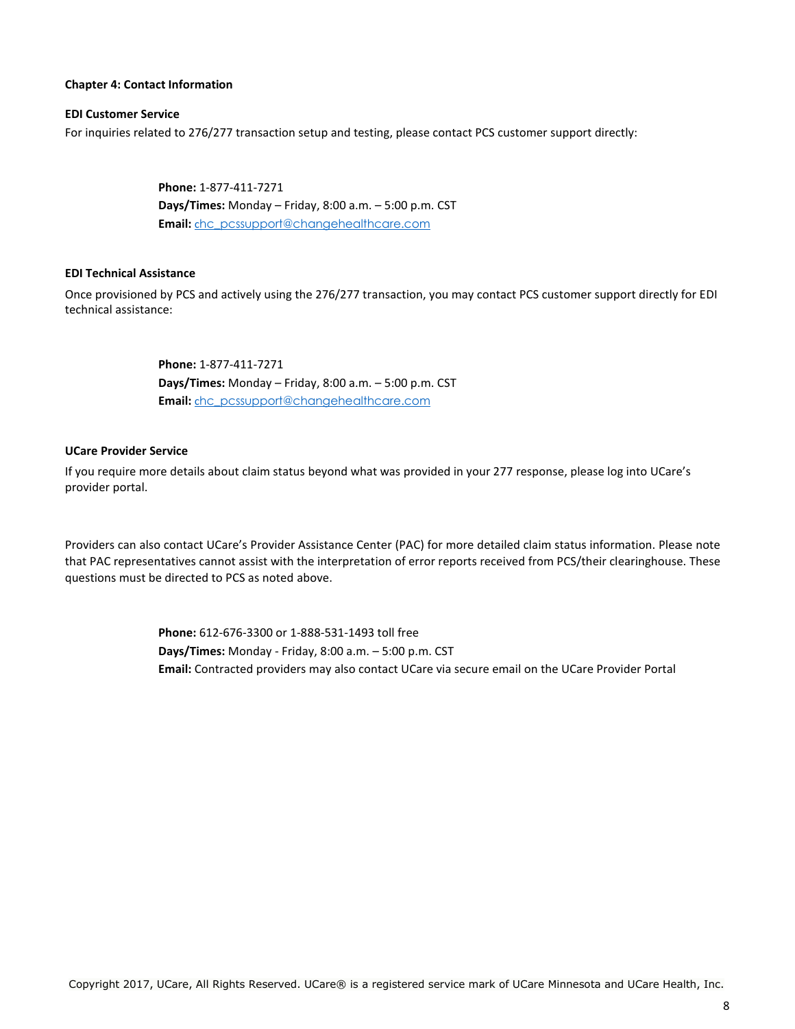## Chapter 4: Contact Information

### EDI Customer Service

For inquiries related to 276/277 transaction setup and testing, please contact PCS customer support directly:

> **Phone:** 1-877-411-7271
> **Days/Times:** Monday – Friday, 8:00 a.m. – 5:00 p.m. CST
> **Email:** chc_pcssupport@changehealthcare.com

### EDI Technical Assistance

Once provisioned by PCS and actively using the 276/277 transaction, you may contact PCS customer support directly for EDI technical assistance:

> **Phone:** 1-877-411-7271
> **Days/Times:** Monday – Friday, 8:00 a.m. – 5:00 p.m. CST
> **Email:** chc_pcssupport@changehealthcare.com

### UCare Provider Service

If you require more details about claim status beyond what was provided in your 277 response, please log into UCare's provider portal.

Providers can also contact UCare's Provider Assistance Center (PAC) for more detailed claim status information. Please note that PAC representatives cannot assist with the interpretation of error reports received from PCS/their clearinghouse. These questions must be directed to PCS as noted above.

> **Phone:** 612-676-3300 or 1-888-531-1493 toll free
> **Days/Times:** Monday - Friday, 8:00 a.m. – 5:00 p.m. CST
> **Email:** Contracted providers may also contact UCare via secure email on the UCare Provider Portal

Copyright 2017, UCare, All Rights Reserved. UCare® is a registered service mark of UCare Minnesota and UCare Health, Inc.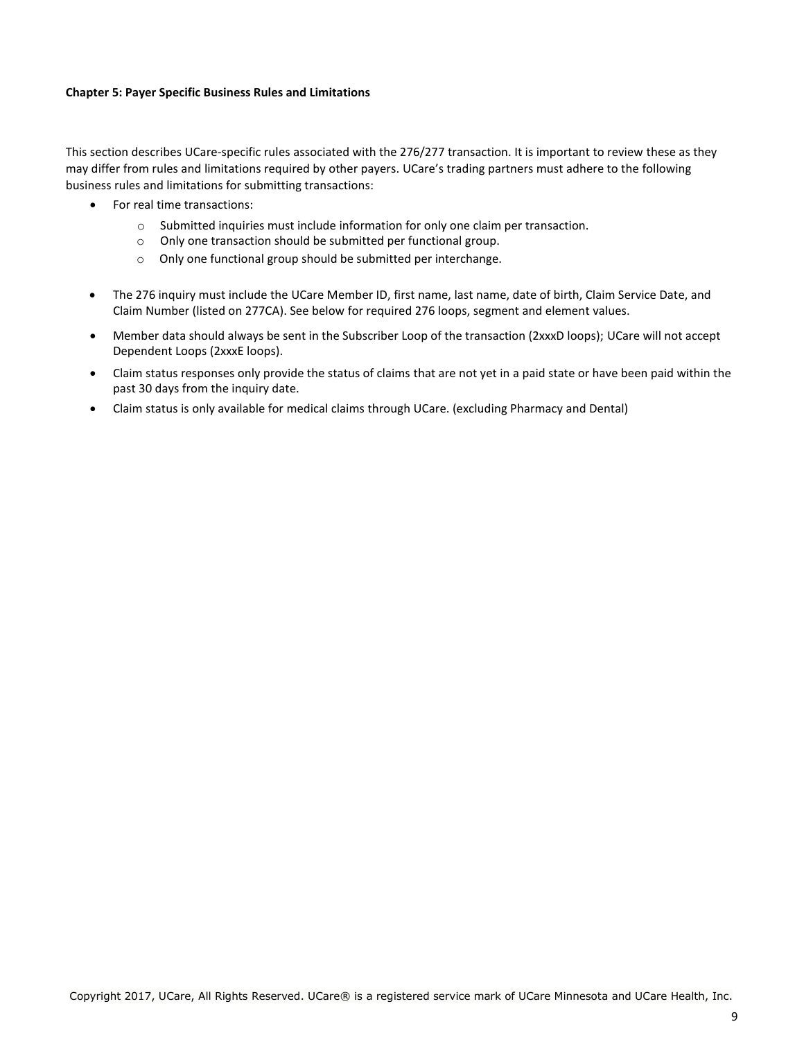## Chapter 5: Payer Specific Business Rules and Limitations

This section describes UCare-specific rules associated with the 276/277 transaction. It is important to review these as they may differ from rules and limitations required by other payers. UCare's trading partners must adhere to the following business rules and limitations for submitting transactions:

- For real time transactions:
    - Submitted inquiries must include information for only one claim per transaction.
    - Only one transaction should be submitted per functional group.
    - Only one functional group should be submitted per interchange.
- The 276 inquiry must include the UCare Member ID, first name, last name, date of birth, Claim Service Date, and Claim Number (listed on 277CA). See below for required 276 loops, segment and element values.
- Member data should always be sent in the Subscriber Loop of the transaction (2xxxD loops); UCare will not accept Dependent Loops (2xxxE loops).
- Claim status responses only provide the status of claims that are not yet in a paid state or have been paid within the past 30 days from the inquiry date.
- Claim status is only available for medical claims through UCare. (excluding Pharmacy and Dental)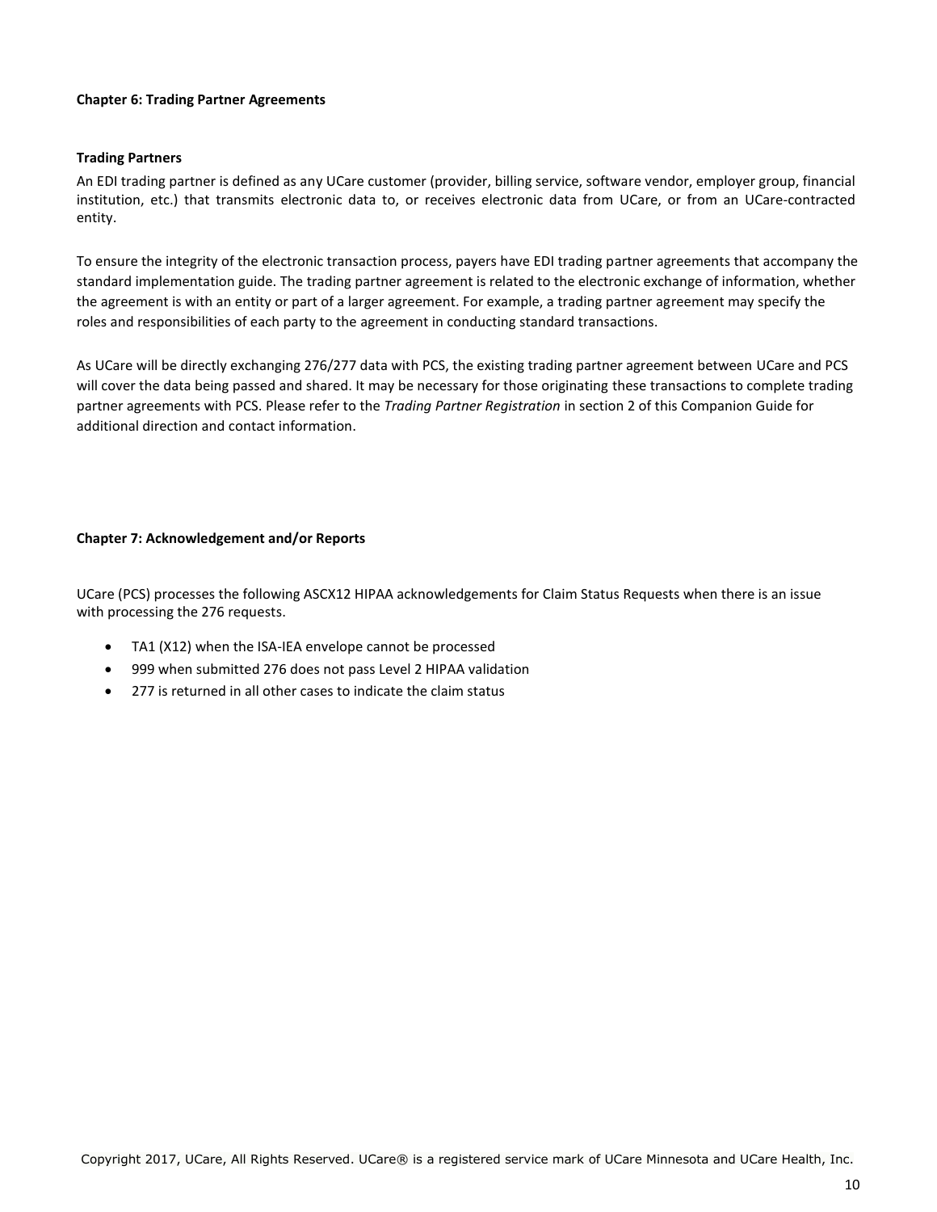## Chapter 6: Trading Partner Agreements

### Trading Partners

An EDI trading partner is defined as any UCare customer (provider, billing service, software vendor, employer group, financial institution, etc.) that transmits electronic data to, or receives electronic data from UCare, or from an UCare-contracted entity.

To ensure the integrity of the electronic transaction process, payers have EDI trading partner agreements that accompany the standard implementation guide. The trading partner agreement is related to the electronic exchange of information, whether the agreement is with an entity or part of a larger agreement. For example, a trading partner agreement may specify the roles and responsibilities of each party to the agreement in conducting standard transactions.

As UCare will be directly exchanging 276/277 data with PCS, the existing trading partner agreement between UCare and PCS will cover the data being passed and shared. It may be necessary for those originating these transactions to complete trading partner agreements with PCS. Please refer to the *Trading Partner Registration* in section 2 of this Companion Guide for additional direction and contact information.

## Chapter 7: Acknowledgement and/or Reports

UCare (PCS) processes the following ASCX12 HIPAA acknowledgements for Claim Status Requests when there is an issue with processing the 276 requests.

- TA1 (X12) when the ISA-IEA envelope cannot be processed
- 999 when submitted 276 does not pass Level 2 HIPAA validation
- 277 is returned in all other cases to indicate the claim status

Copyright 2017, UCare, All Rights Reserved. UCare® is a registered service mark of UCare Minnesota and UCare Health, Inc.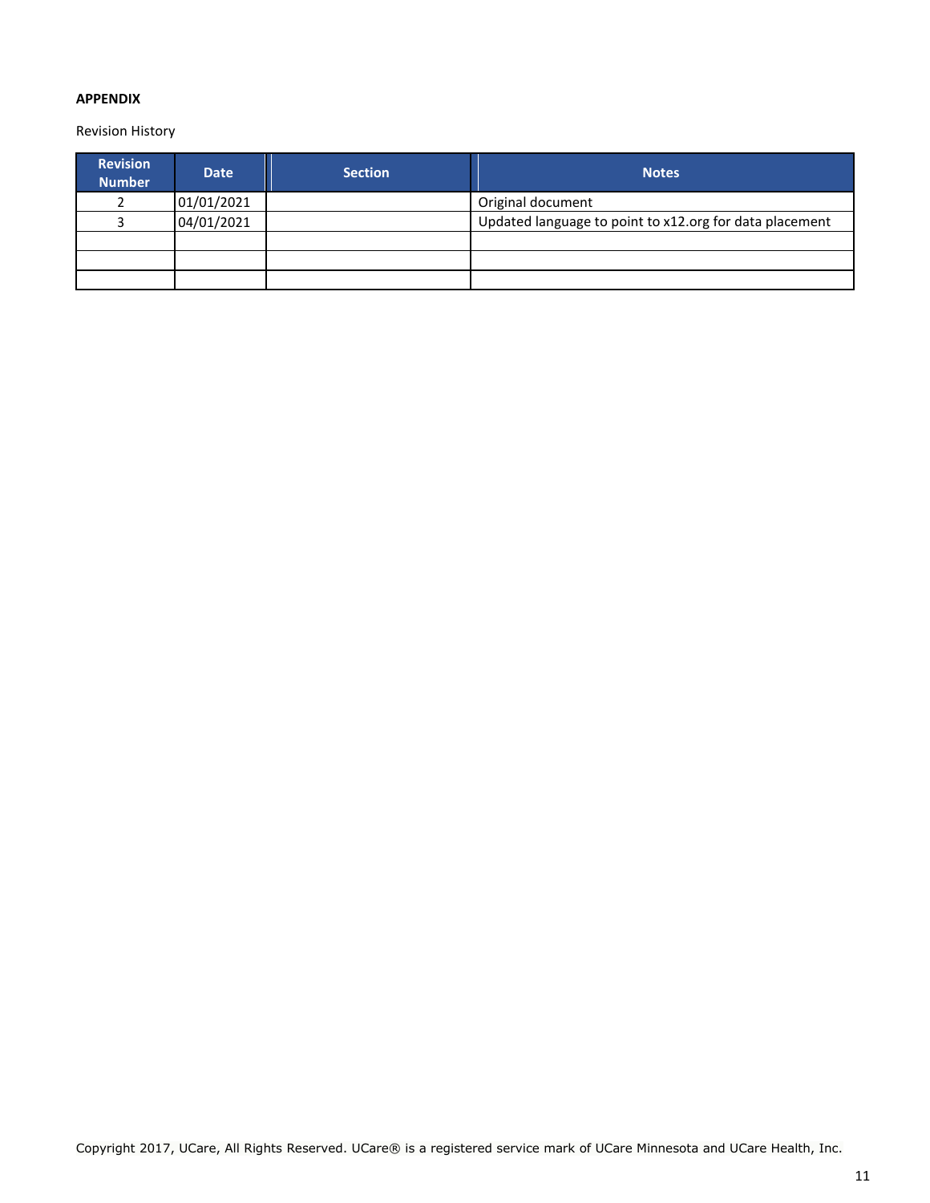**APPENDIX**

Revision History

| Revision Number | Date | Section | Notes |
| --- | --- | --- | --- |
| 2 | 01/01/2021 | | Original document |
| 3 | 04/01/2021 | | Updated language to point to x12.org for data placement |
| | | | |
| | | | |
| | | | |

Copyright 2017, UCare, All Rights Reserved. UCare® is a registered service mark of UCare Minnesota and UCare Health, Inc.